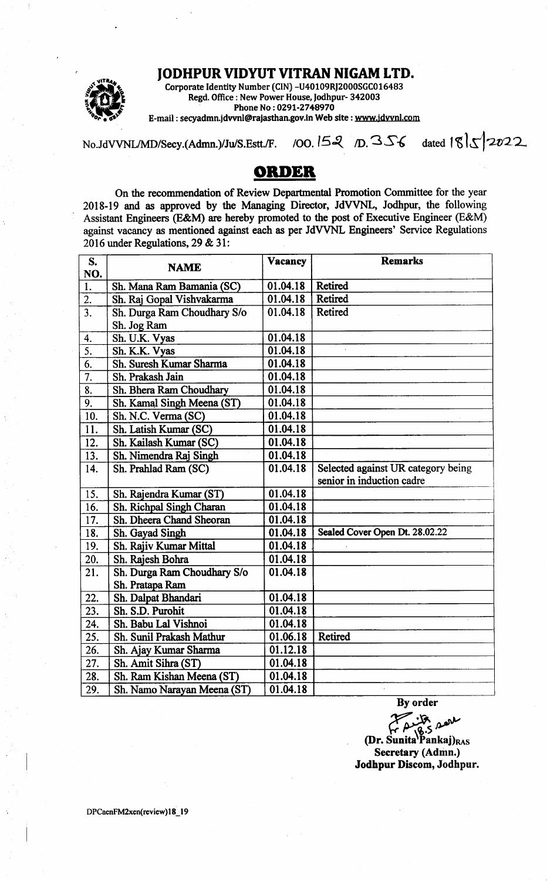# JODHPUR VIDYUT VITRAN NIGAM LTD.

Corporate Identity Number (CIN) -U40109RJ2000SGC016483
Regd. Office : New Power House, Jodhpur- 342003
Phone No : 0291-2748970
E-mail : secyadmn.jdvvnl@rajasthan.gov.in Web site : www.jdvvnl.com

No.JdVVNL/MD/Secy.(Admn.)/Ju/S.Estt./F. /OO. 152 /D. 356 dated 18/5/2022

## ORDER

On the recommendation of Review Departmental Promotion Committee for the year 2018-19 and as approved by the Managing Director, JdVVNL, Jodhpur, the following Assistant Engineers (E&M) are hereby promoted to the post of Executive Engineer (E&M) against vacancy as mentioned against each as per JdVVNL Engineers' Service Regulations 2016 under Regulations, 29 & 31:

| S. NO. | NAME | Vacancy | Remarks |
|---|---|---|---|
| 1. | Sh. Mana Ram Bamania (SC) | 01.04.18 | Retired |
| 2. | Sh. Raj Gopal Vishvakarma | 01.04.18 | Retired |
| 3. | Sh. Durga Ram Choudhary S/o Sh. Jog Ram | 01.04.18 | Retired |
| 4. | Sh. U.K. Vyas | 01.04.18 | |
| 5. | Sh. K.K. Vyas | 01.04.18 | |
| 6. | Sh. Suresh Kumar Sharma | 01.04.18 | |
| 7. | Sh. Prakash Jain | 01.04.18 | |
| 8. | Sh. Bhera Ram Choudhary | 01.04.18 | |
| 9. | Sh. Kamal Singh Meena (ST) | 01.04.18 | |
| 10. | Sh. N.C. Verma (SC) | 01.04.18 | |
| 11. | Sh. Latish Kumar (SC) | 01.04.18 | |
| 12. | Sh. Kailash Kumar (SC) | 01.04.18 | |
| 13. | Sh. Nimendra Raj Singh | 01.04.18 | |
| 14. | Sh. Prahlad Ram (SC) | 01.04.18 | Selected against UR category being senior in induction cadre |
| 15. | Sh. Rajendra Kumar (ST) | 01.04.18 | |
| 16. | Sh. Richpal Singh Charan | 01.04.18 | |
| 17. | Sh. Dheera Chand Sheoran | 01.04.18 | |
| 18. | Sh. Gayad Singh | 01.04.18 | Sealed Cover Open Dt. 28.02.22 |
| 19. | Sh. Rajiv Kumar Mittal | 01.04.18 | |
| 20. | Sh. Rajesh Bohra | 01.04.18 | |
| 21. | Sh. Durga Ram Choudhary S/o Sh. Pratapa Ram | 01.04.18 | |
| 22. | Sh. Dalpat Bhandari | 01.04.18 | |
| 23. | Sh. S.D. Purohit | 01.04.18 | |
| 24. | Sh. Babu Lal Vishnoi | 01.04.18 | |
| 25. | Sh. Sunil Prakash Mathur | 01.06.18 | Retired |
| 26. | Sh. Ajay Kumar Sharma | 01.12.18 | |
| 27. | Sh. Amit Sihra (ST) | 01.04.18 | |
| 28. | Sh. Ram Kishan Meena (ST) | 01.04.18 | |
| 29. | Sh. Namo Narayan Meena (ST) | 01.04.18 | |

By order

18.5.2022

**(Dr. Sunita Pankaj)RAS**
**Secretary (Admn.)**
**Jodhpur Discom, Jodhpur.**

DPCaenFM2xen(review)18_19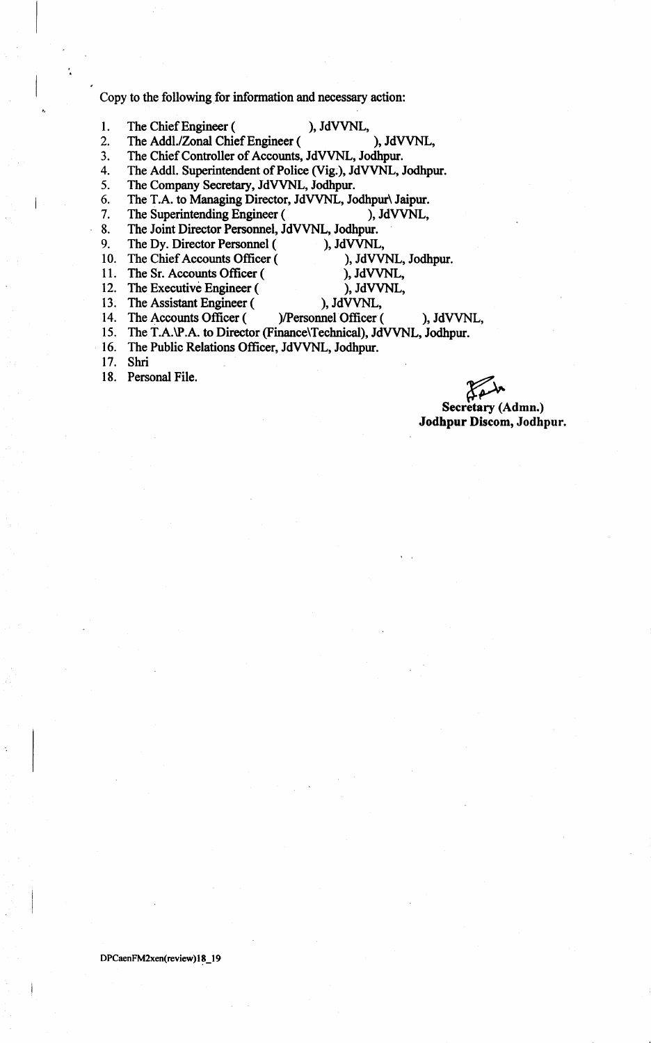Copy to the following for information and necessary action:

1. The Chief Engineer ( ), JdVVNL,
2. The Addl./Zonal Chief Engineer ( ), JdVVNL,
3. The Chief Controller of Accounts, JdVVNL, Jodhpur.
4. The Addl. Superintendent of Police (Vig.), JdVVNL, Jodhpur.
5. The Company Secretary, JdVVNL, Jodhpur.
6. The T.A. to Managing Director, JdVVNL, Jodhpur\ Jaipur.
7. The Superintending Engineer ( ), JdVVNL,
8. The Joint Director Personnel, JdVVNL, Jodhpur.
9. The Dy. Director Personnel ( ), JdVVNL,
10. The Chief Accounts Officer ( ), JdVVNL, Jodhpur.
11. The Sr. Accounts Officer ( ), JdVVNL,
12. The Executive Engineer ( ), JdVVNL,
13. The Assistant Engineer ( ), JdVVNL,
14. The Accounts Officer ( )/Personnel Officer ( ), JdVVNL,
15. The T.A.\P.A. to Director (Finance\Technical), JdVVNL, Jodhpur.
16. The Public Relations Officer, JdVVNL, Jodhpur.
17. Shri
18. Personal File.

**Secretary (Admn.)**
**Jodhpur Discom, Jodhpur.**

DPCaenFM2xen(review)18_19